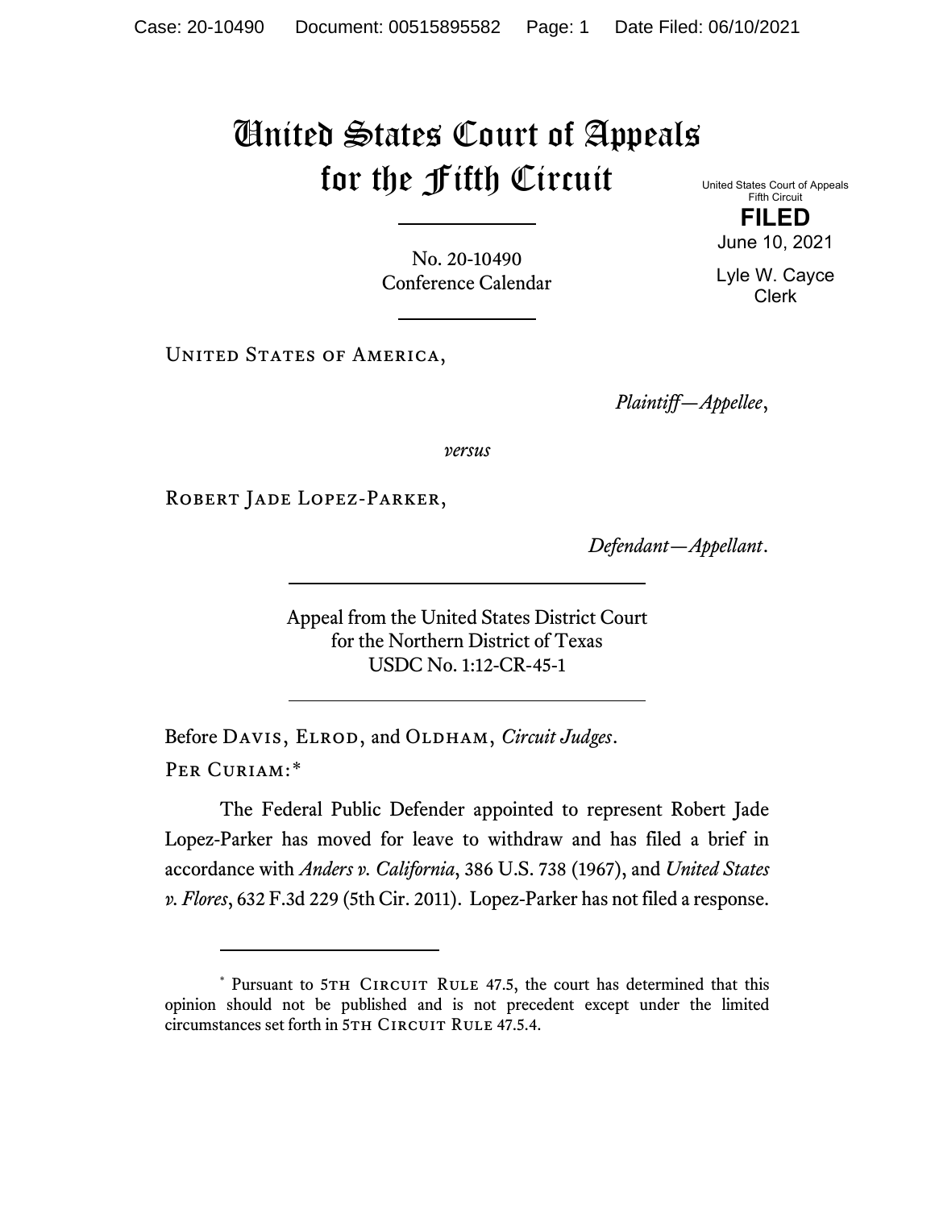# United States Court of Appeals for the Fifth Circuit

United States Court of Appeals
Fifth Circuit

**FILED**

June 10, 2021

Lyle W. Cayce
Clerk

No. 20-10490
Conference Calendar

United States of America,

*Plaintiff—Appellee*,

*versus*

Robert Jade Lopez-Parker,

*Defendant—Appellant*.

Appeal from the United States District Court
for the Northern District of Texas
USDC No. 1:12-CR-45-1

Before Davis, Elrod, and Oldham, *Circuit Judges*.

Per Curiam:*

The Federal Public Defender appointed to represent Robert Jade Lopez-Parker has moved for leave to withdraw and has filed a brief in accordance with *Anders v. California*, 386 U.S. 738 (1967), and *United States v. Flores*, 632 F.3d 229 (5th Cir. 2011). Lopez-Parker has not filed a response.

---

\* Pursuant to 5th Circuit Rule 47.5, the court has determined that this opinion should not be published and is not precedent except under the limited circumstances set forth in 5th Circuit Rule 47.5.4.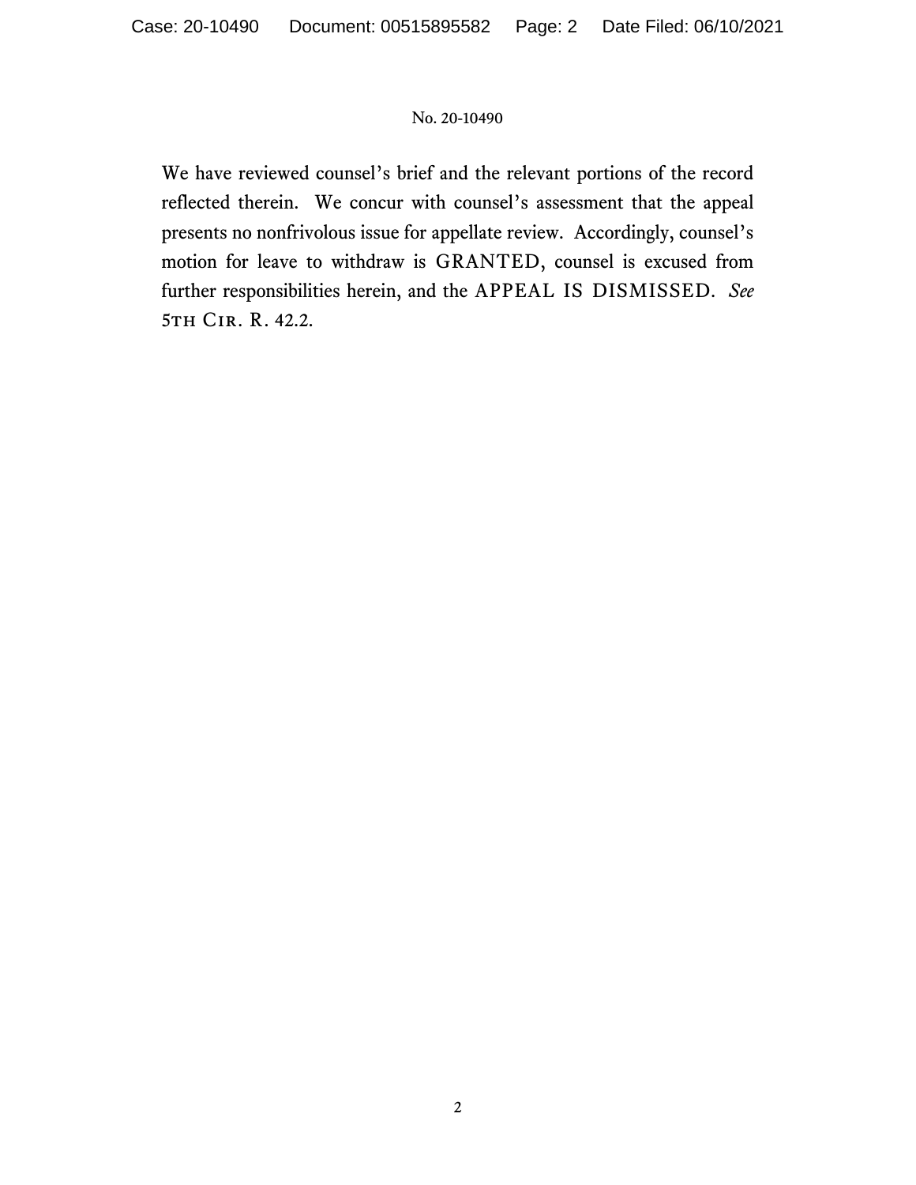We have reviewed counsel's brief and the relevant portions of the record reflected therein. We concur with counsel's assessment that the appeal presents no nonfrivolous issue for appellate review. Accordingly, counsel's motion for leave to withdraw is GRANTED, counsel is excused from further responsibilities herein, and the APPEAL IS DISMISSED. *See* 5TH CIR. R. 42.2.